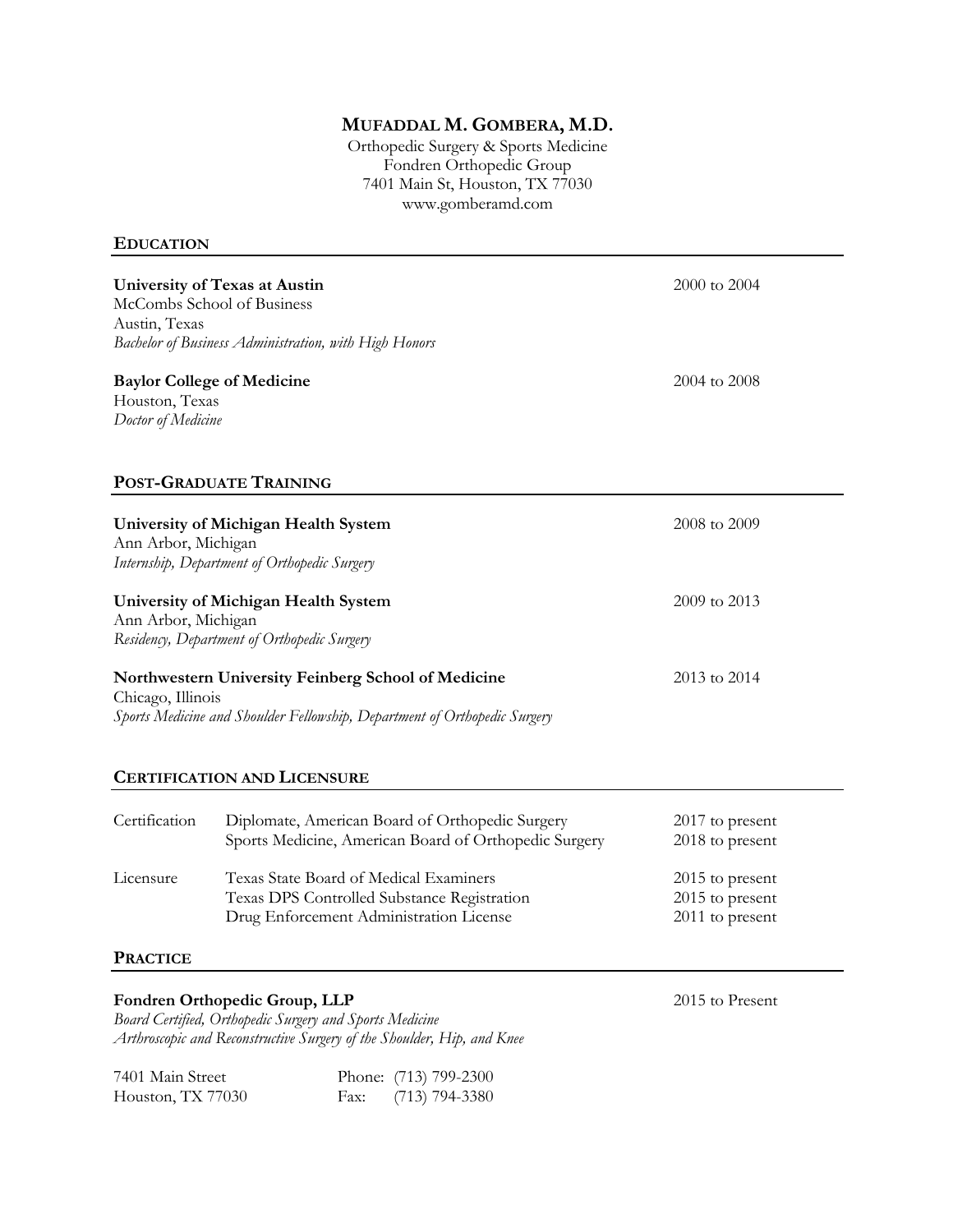# MUFADDAL M. GOMBERA, M.D.

Orthopedic Surgery & Sports Medicine
Fondren Orthopedic Group
7401 Main St, Houston, TX 77030
www.gomberamd.com

## EDUCATION

**University of Texas at Austin** — 2000 to 2004
McCombs School of Business
Austin, Texas
*Bachelor of Business Administration, with High Honors*

**Baylor College of Medicine** — 2004 to 2008
Houston, Texas
*Doctor of Medicine*

## POST-GRADUATE TRAINING

**University of Michigan Health System** — 2008 to 2009
Ann Arbor, Michigan
*Internship, Department of Orthopedic Surgery*

**University of Michigan Health System** — 2009 to 2013
Ann Arbor, Michigan
*Residency, Department of Orthopedic Surgery*

**Northwestern University Feinberg School of Medicine** — 2013 to 2014
Chicago, Illinois
*Sports Medicine and Shoulder Fellowship, Department of Orthopedic Surgery*

## CERTIFICATION AND LICENSURE

| | | |
|---|---|---|
| Certification | Diplomate, American Board of Orthopedic Surgery | 2017 to present |
| | Sports Medicine, American Board of Orthopedic Surgery | 2018 to present |
| Licensure | Texas State Board of Medical Examiners | 2015 to present |
| | Texas DPS Controlled Substance Registration | 2015 to present |
| | Drug Enforcement Administration License | 2011 to present |

## PRACTICE

**Fondren Orthopedic Group, LLP** — 2015 to Present
*Board Certified, Orthopedic Surgery and Sports Medicine*
*Arthroscopic and Reconstructive Surgery of the Shoulder, Hip, and Knee*

7401 Main Street
Houston, TX 77030

Phone: (713) 799-2300
Fax: (713) 794-3380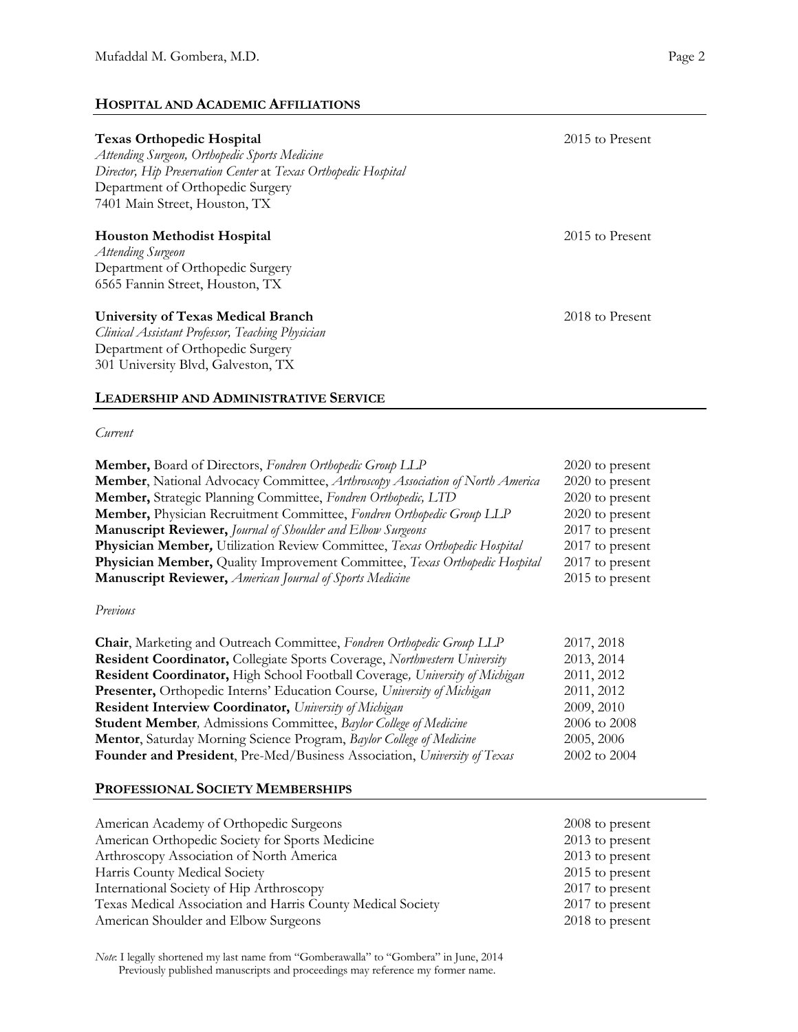## HOSPITAL AND ACADEMIC AFFILIATIONS

**Texas Orthopedic Hospital** — 2015 to Present
*Attending Surgeon, Orthopedic Sports Medicine*
*Director, Hip Preservation Center* at *Texas Orthopedic Hospital*
Department of Orthopedic Surgery
7401 Main Street, Houston, TX

**Houston Methodist Hospital** — 2015 to Present
*Attending Surgeon*
Department of Orthopedic Surgery
6565 Fannin Street, Houston, TX

**University of Texas Medical Branch** — 2018 to Present
*Clinical Assistant Professor, Teaching Physician*
Department of Orthopedic Surgery
301 University Blvd, Galveston, TX

## LEADERSHIP AND ADMINISTRATIVE SERVICE

*Current*

| | |
|---|---|
| **Member,** Board of Directors, *Fondren Orthopedic Group LLP* | 2020 to present |
| **Member**, National Advocacy Committee, *Arthroscopy Association of North America* | 2020 to present |
| **Member,** Strategic Planning Committee, *Fondren Orthopedic, LTD* | 2020 to present |
| **Member,** Physician Recruitment Committee, *Fondren Orthopedic Group LLP* | 2020 to present |
| **Manuscript Reviewer,** *Journal of Shoulder and Elbow Surgeons* | 2017 to present |
| **Physician Member,** Utilization Review Committee, *Texas Orthopedic Hospital* | 2017 to present |
| **Physician Member,** Quality Improvement Committee, *Texas Orthopedic Hospital* | 2017 to present |
| **Manuscript Reviewer,** *American Journal of Sports Medicine* | 2015 to present |

*Previous*

| | |
|---|---|
| **Chair**, Marketing and Outreach Committee, *Fondren Orthopedic Group LLP* | 2017, 2018 |
| **Resident Coordinator,** Collegiate Sports Coverage, *Northwestern University* | 2013, 2014 |
| **Resident Coordinator,** High School Football Coverage*, University of Michigan* | 2011, 2012 |
| **Presenter,** Orthopedic Interns' Education Course*, University of Michigan* | 2011, 2012 |
| **Resident Interview Coordinator,** *University of Michigan* | 2009, 2010 |
| **Student Member***,* Admissions Committee, *Baylor College of Medicine* | 2006 to 2008 |
| **Mentor**, Saturday Morning Science Program, *Baylor College of Medicine* | 2005, 2006 |
| **Founder and President**, Pre-Med/Business Association, *University of Texas* | 2002 to 2004 |

## PROFESSIONAL SOCIETY MEMBERSHIPS

| | |
|---|---|
| American Academy of Orthopedic Surgeons | 2008 to present |
| American Orthopedic Society for Sports Medicine | 2013 to present |
| Arthroscopy Association of North America | 2013 to present |
| Harris County Medical Society | 2015 to present |
| International Society of Hip Arthroscopy | 2017 to present |
| Texas Medical Association and Harris County Medical Society | 2017 to present |
| American Shoulder and Elbow Surgeons | 2018 to present |

*Note*: I legally shortened my last name from "Gomberawalla" to "Gombera" in June, 2014
Previously published manuscripts and proceedings may reference my former name.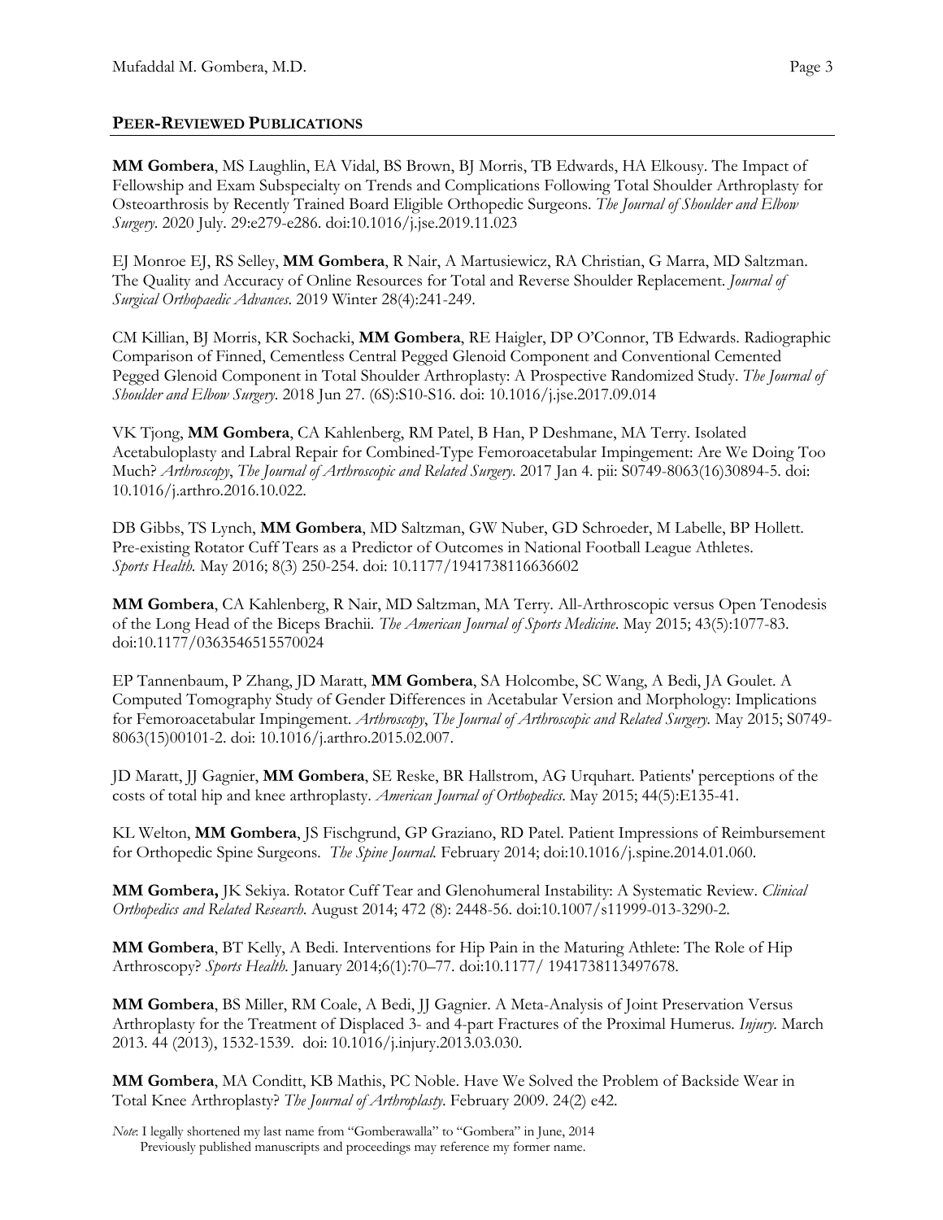## PEER-REVIEWED PUBLICATIONS

**MM Gombera**, MS Laughlin, EA Vidal, BS Brown, BJ Morris, TB Edwards, HA Elkousy. The Impact of Fellowship and Exam Subspecialty on Trends and Complications Following Total Shoulder Arthroplasty for Osteoarthrosis by Recently Trained Board Eligible Orthopedic Surgeons. *The Journal of Shoulder and Elbow Surgery*. 2020 July. 29:e279-e286. doi:10.1016/j.jse.2019.11.023

EJ Monroe EJ, RS Selley, **MM Gombera**, R Nair, A Martusiewicz, RA Christian, G Marra, MD Saltzman. The Quality and Accuracy of Online Resources for Total and Reverse Shoulder Replacement. *Journal of Surgical Orthopaedic Advances*. 2019 Winter 28(4):241-249.

CM Killian, BJ Morris, KR Sochacki, **MM Gombera**, RE Haigler, DP O'Connor, TB Edwards. Radiographic Comparison of Finned, Cementless Central Pegged Glenoid Component and Conventional Cemented Pegged Glenoid Component in Total Shoulder Arthroplasty: A Prospective Randomized Study. *The Journal of Shoulder and Elbow Surgery*. 2018 Jun 27. (6S):S10-S16. doi: 10.1016/j.jse.2017.09.014

VK Tjong, **MM Gombera**, CA Kahlenberg, RM Patel, B Han, P Deshmane, MA Terry. Isolated Acetabuloplasty and Labral Repair for Combined-Type Femoroacetabular Impingement: Are We Doing Too Much? *Arthroscopy*, *The Journal of Arthroscopic and Related Surgery*. 2017 Jan 4. pii: S0749-8063(16)30894-5. doi: 10.1016/j.arthro.2016.10.022.

DB Gibbs, TS Lynch, **MM Gombera**, MD Saltzman, GW Nuber, GD Schroeder, M Labelle, BP Hollett. Pre-existing Rotator Cuff Tears as a Predictor of Outcomes in National Football League Athletes. *Sports Health.* May 2016; 8(3) 250-254. doi: 10.1177/1941738116636602

**MM Gombera**, CA Kahlenberg, R Nair, MD Saltzman, MA Terry. All-Arthroscopic versus Open Tenodesis of the Long Head of the Biceps Brachii. *The American Journal of Sports Medicine*. May 2015; 43(5):1077-83. doi:10.1177/0363546515570024

EP Tannenbaum, P Zhang, JD Maratt, **MM Gombera**, SA Holcombe, SC Wang, A Bedi, JA Goulet. A Computed Tomography Study of Gender Differences in Acetabular Version and Morphology: Implications for Femoroacetabular Impingement. *Arthroscopy*, *The Journal of Arthroscopic and Related Surgery.* May 2015; S0749-8063(15)00101-2. doi: 10.1016/j.arthro.2015.02.007.

JD Maratt, JJ Gagnier, **MM Gombera**, SE Reske, BR Hallstrom, AG Urquhart. Patients' perceptions of the costs of total hip and knee arthroplasty. *American Journal of Orthopedics*. May 2015; 44(5):E135-41.

KL Welton, **MM Gombera**, JS Fischgrund, GP Graziano, RD Patel. Patient Impressions of Reimbursement for Orthopedic Spine Surgeons. *The Spine Journal.* February 2014; doi:10.1016/j.spine.2014.01.060.

**MM Gombera,** JK Sekiya. Rotator Cuff Tear and Glenohumeral Instability: A Systematic Review. *Clinical Orthopedics and Related Research.* August 2014; 472 (8): 2448-56. doi:10.1007/s11999-013-3290-2.

**MM Gombera**, BT Kelly, A Bedi. Interventions for Hip Pain in the Maturing Athlete: The Role of Hip Arthroscopy? *Sports Health.* January 2014;6(1):70–77. doi:10.1177/ 1941738113497678.

**MM Gombera**, BS Miller, RM Coale, A Bedi, JJ Gagnier. A Meta-Analysis of Joint Preservation Versus Arthroplasty for the Treatment of Displaced 3- and 4-part Fractures of the Proximal Humerus. *Injury.* March 2013. 44 (2013), 1532-1539. doi: 10.1016/j.injury.2013.03.030.

**MM Gombera**, MA Conditt, KB Mathis, PC Noble. Have We Solved the Problem of Backside Wear in Total Knee Arthroplasty? *The Journal of Arthroplasty*. February 2009. 24(2) e42.

*Note*: I legally shortened my last name from "Gomberawalla" to "Gombera" in June, 2014
Previously published manuscripts and proceedings may reference my former name.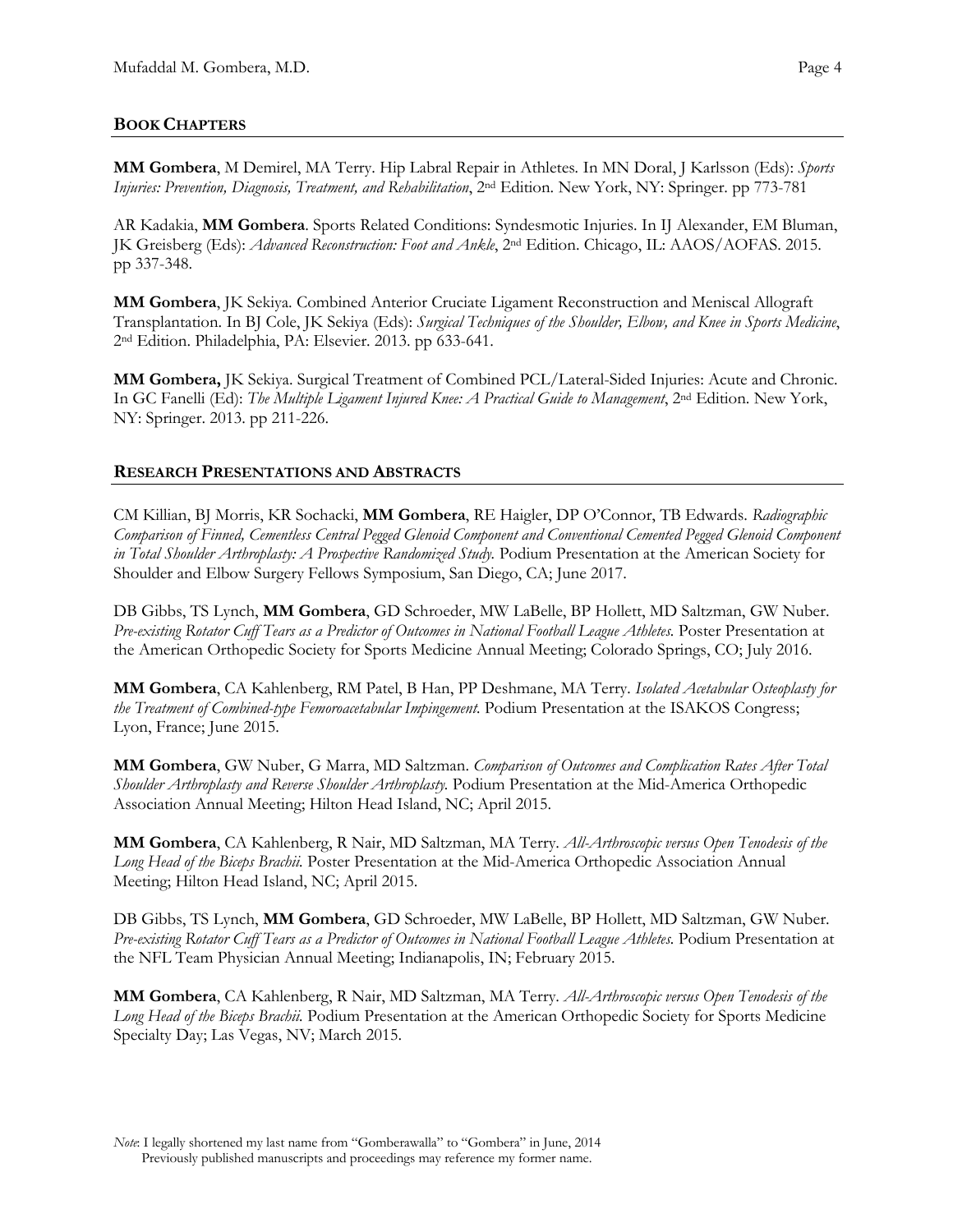## Book Chapters

**MM Gombera**, M Demirel, MA Terry. Hip Labral Repair in Athletes. In MN Doral, J Karlsson (Eds): *Sports Injuries: Prevention, Diagnosis, Treatment, and Rehabilitation*, 2nd Edition. New York, NY: Springer. pp 773-781

AR Kadakia, **MM Gombera**. Sports Related Conditions: Syndesmotic Injuries. In IJ Alexander, EM Bluman, JK Greisberg (Eds): *Advanced Reconstruction: Foot and Ankle*, 2nd Edition. Chicago, IL: AAOS/AOFAS. 2015. pp 337-348.

**MM Gombera**, JK Sekiya. Combined Anterior Cruciate Ligament Reconstruction and Meniscal Allograft Transplantation. In BJ Cole, JK Sekiya (Eds): *Surgical Techniques of the Shoulder, Elbow, and Knee in Sports Medicine*, 2nd Edition. Philadelphia, PA: Elsevier. 2013. pp 633-641.

**MM Gombera,** JK Sekiya. Surgical Treatment of Combined PCL/Lateral-Sided Injuries: Acute and Chronic. In GC Fanelli (Ed): *The Multiple Ligament Injured Knee: A Practical Guide to Management*, 2nd Edition. New York, NY: Springer. 2013. pp 211-226.

## Research Presentations and Abstracts

CM Killian, BJ Morris, KR Sochacki, **MM Gombera**, RE Haigler, DP O'Connor, TB Edwards. *Radiographic Comparison of Finned, Cementless Central Pegged Glenoid Component and Conventional Cemented Pegged Glenoid Component in Total Shoulder Arthroplasty: A Prospective Randomized Study.* Podium Presentation at the American Society for Shoulder and Elbow Surgery Fellows Symposium, San Diego, CA; June 2017.

DB Gibbs, TS Lynch, **MM Gombera**, GD Schroeder, MW LaBelle, BP Hollett, MD Saltzman, GW Nuber. *Pre-existing Rotator Cuff Tears as a Predictor of Outcomes in National Football League Athletes.* Poster Presentation at the American Orthopedic Society for Sports Medicine Annual Meeting; Colorado Springs, CO; July 2016.

**MM Gombera**, CA Kahlenberg, RM Patel, B Han, PP Deshmane, MA Terry. *Isolated Acetabular Osteoplasty for the Treatment of Combined-type Femoroacetabular Impingement.* Podium Presentation at the ISAKOS Congress; Lyon, France; June 2015.

**MM Gombera**, GW Nuber, G Marra, MD Saltzman. *Comparison of Outcomes and Complication Rates After Total Shoulder Arthroplasty and Reverse Shoulder Arthroplasty.* Podium Presentation at the Mid-America Orthopedic Association Annual Meeting; Hilton Head Island, NC; April 2015.

**MM Gombera**, CA Kahlenberg, R Nair, MD Saltzman, MA Terry. *All-Arthroscopic versus Open Tenodesis of the Long Head of the Biceps Brachii.* Poster Presentation at the Mid-America Orthopedic Association Annual Meeting; Hilton Head Island, NC; April 2015.

DB Gibbs, TS Lynch, **MM Gombera**, GD Schroeder, MW LaBelle, BP Hollett, MD Saltzman, GW Nuber. *Pre-existing Rotator Cuff Tears as a Predictor of Outcomes in National Football League Athletes.* Podium Presentation at the NFL Team Physician Annual Meeting; Indianapolis, IN; February 2015.

**MM Gombera**, CA Kahlenberg, R Nair, MD Saltzman, MA Terry. *All-Arthroscopic versus Open Tenodesis of the Long Head of the Biceps Brachii.* Podium Presentation at the American Orthopedic Society for Sports Medicine Specialty Day; Las Vegas, NV; March 2015.

*Note*: I legally shortened my last name from "Gomberawalla" to "Gombera" in June, 2014
Previously published manuscripts and proceedings may reference my former name.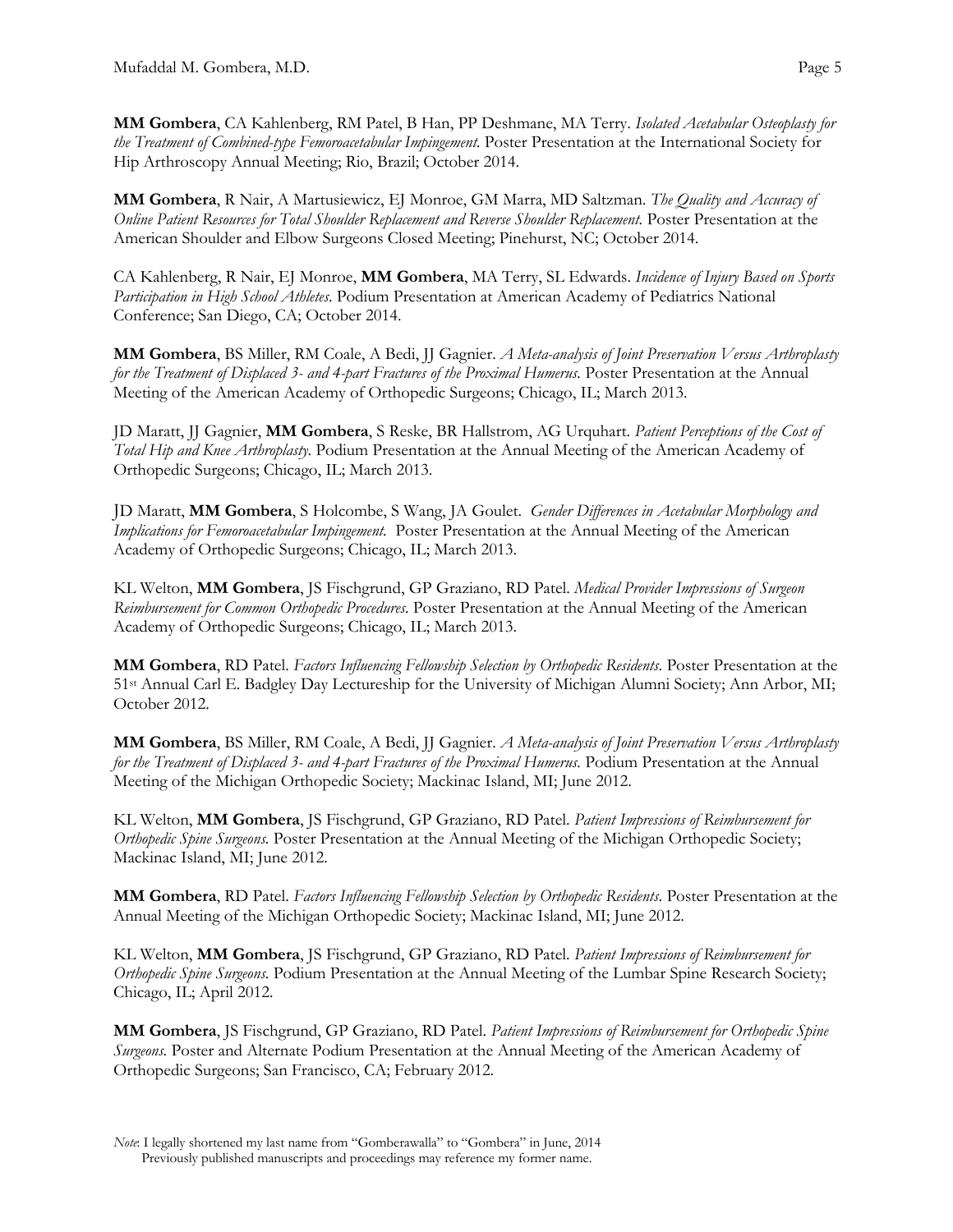**MM Gombera**, CA Kahlenberg, RM Patel, B Han, PP Deshmane, MA Terry. *Isolated Acetabular Osteoplasty for the Treatment of Combined-type Femoroacetabular Impingement.* Poster Presentation at the International Society for Hip Arthroscopy Annual Meeting; Rio, Brazil; October 2014.

**MM Gombera**, R Nair, A Martusiewicz, EJ Monroe, GM Marra, MD Saltzman. *The Quality and Accuracy of Online Patient Resources for Total Shoulder Replacement and Reverse Shoulder Replacement.* Poster Presentation at the American Shoulder and Elbow Surgeons Closed Meeting; Pinehurst, NC; October 2014.

CA Kahlenberg, R Nair, EJ Monroe, **MM Gombera**, MA Terry, SL Edwards. *Incidence of Injury Based on Sports Participation in High School Athletes.* Podium Presentation at American Academy of Pediatrics National Conference; San Diego, CA; October 2014.

**MM Gombera**, BS Miller, RM Coale, A Bedi, JJ Gagnier. *A Meta-analysis of Joint Preservation Versus Arthroplasty for the Treatment of Displaced 3- and 4-part Fractures of the Proximal Humerus.* Poster Presentation at the Annual Meeting of the American Academy of Orthopedic Surgeons; Chicago, IL; March 2013.

JD Maratt, JJ Gagnier, **MM Gombera**, S Reske, BR Hallstrom, AG Urquhart. *Patient Perceptions of the Cost of Total Hip and Knee Arthroplasty.* Podium Presentation at the Annual Meeting of the American Academy of Orthopedic Surgeons; Chicago, IL; March 2013.

JD Maratt, **MM Gombera**, S Holcombe, S Wang, JA Goulet. *Gender Differences in Acetabular Morphology and Implications for Femoroacetabular Impingement.* Poster Presentation at the Annual Meeting of the American Academy of Orthopedic Surgeons; Chicago, IL; March 2013.

KL Welton, **MM Gombera**, JS Fischgrund, GP Graziano, RD Patel. *Medical Provider Impressions of Surgeon Reimbursement for Common Orthopedic Procedures.* Poster Presentation at the Annual Meeting of the American Academy of Orthopedic Surgeons; Chicago, IL; March 2013.

**MM Gombera**, RD Patel. *Factors Influencing Fellowship Selection by Orthopedic Residents.* Poster Presentation at the 51st Annual Carl E. Badgley Day Lectureship for the University of Michigan Alumni Society; Ann Arbor, MI; October 2012.

**MM Gombera**, BS Miller, RM Coale, A Bedi, JJ Gagnier. *A Meta-analysis of Joint Preservation Versus Arthroplasty for the Treatment of Displaced 3- and 4-part Fractures of the Proximal Humerus.* Podium Presentation at the Annual Meeting of the Michigan Orthopedic Society; Mackinac Island, MI; June 2012.

KL Welton, **MM Gombera**, JS Fischgrund, GP Graziano, RD Patel. *Patient Impressions of Reimbursement for Orthopedic Spine Surgeons.* Poster Presentation at the Annual Meeting of the Michigan Orthopedic Society; Mackinac Island, MI; June 2012.

**MM Gombera**, RD Patel. *Factors Influencing Fellowship Selection by Orthopedic Residents.* Poster Presentation at the Annual Meeting of the Michigan Orthopedic Society; Mackinac Island, MI; June 2012.

KL Welton, **MM Gombera**, JS Fischgrund, GP Graziano, RD Patel. *Patient Impressions of Reimbursement for Orthopedic Spine Surgeons.* Podium Presentation at the Annual Meeting of the Lumbar Spine Research Society; Chicago, IL; April 2012.

**MM Gombera**, JS Fischgrund, GP Graziano, RD Patel. *Patient Impressions of Reimbursement for Orthopedic Spine Surgeons.* Poster and Alternate Podium Presentation at the Annual Meeting of the American Academy of Orthopedic Surgeons; San Francisco, CA; February 2012.

*Note*: I legally shortened my last name from "Gomberawalla" to "Gombera" in June, 2014
Previously published manuscripts and proceedings may reference my former name.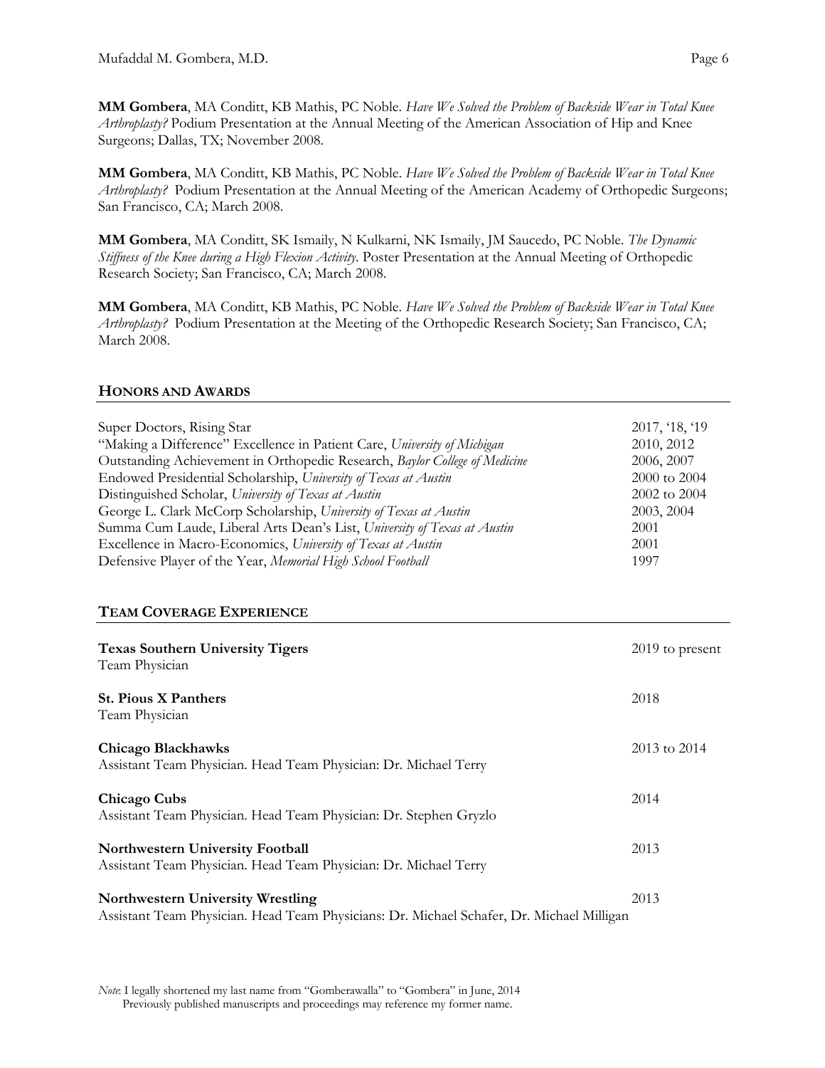**MM Gombera**, MA Conditt, KB Mathis, PC Noble. *Have We Solved the Problem of Backside Wear in Total Knee Arthroplasty?* Podium Presentation at the Annual Meeting of the American Association of Hip and Knee Surgeons; Dallas, TX; November 2008.

**MM Gombera**, MA Conditt, KB Mathis, PC Noble. *Have We Solved the Problem of Backside Wear in Total Knee Arthroplasty?* Podium Presentation at the Annual Meeting of the American Academy of Orthopedic Surgeons; San Francisco, CA; March 2008.

**MM Gombera**, MA Conditt, SK Ismaily, N Kulkarni, NK Ismaily, JM Saucedo, PC Noble. *The Dynamic Stiffness of the Knee during a High Flexion Activity*. Poster Presentation at the Annual Meeting of Orthopedic Research Society; San Francisco, CA; March 2008.

**MM Gombera**, MA Conditt, KB Mathis, PC Noble. *Have We Solved the Problem of Backside Wear in Total Knee Arthroplasty?* Podium Presentation at the Meeting of the Orthopedic Research Society; San Francisco, CA; March 2008.

## HONORS AND AWARDS

| | |
|---|---|
| Super Doctors, Rising Star | 2017, '18, '19 |
| "Making a Difference" Excellence in Patient Care, *University of Michigan* | 2010, 2012 |
| Outstanding Achievement in Orthopedic Research, *Baylor College of Medicine* | 2006, 2007 |
| Endowed Presidential Scholarship, *University of Texas at Austin* | 2000 to 2004 |
| Distinguished Scholar, *University of Texas at Austin* | 2002 to 2004 |
| George L. Clark McCorp Scholarship, *University of Texas at Austin* | 2003, 2004 |
| Summa Cum Laude, Liberal Arts Dean's List, *University of Texas at Austin* | 2001 |
| Excellence in Macro-Economics, *University of Texas at Austin* | 2001 |
| Defensive Player of the Year, *Memorial High School Football* | 1997 |

## TEAM COVERAGE EXPERIENCE

**Texas Southern University Tigers** — 2019 to present
Team Physician

**St. Pious X Panthers** — 2018
Team Physician

**Chicago Blackhawks** — 2013 to 2014
Assistant Team Physician. Head Team Physician: Dr. Michael Terry

**Chicago Cubs** — 2014
Assistant Team Physician. Head Team Physician: Dr. Stephen Gryzlo

**Northwestern University Football** — 2013
Assistant Team Physician. Head Team Physician: Dr. Michael Terry

**Northwestern University Wrestling** — 2013
Assistant Team Physician. Head Team Physicians: Dr. Michael Schafer, Dr. Michael Milligan

*Note*: I legally shortened my last name from "Gomberawalla" to "Gombera" in June, 2014
Previously published manuscripts and proceedings may reference my former name.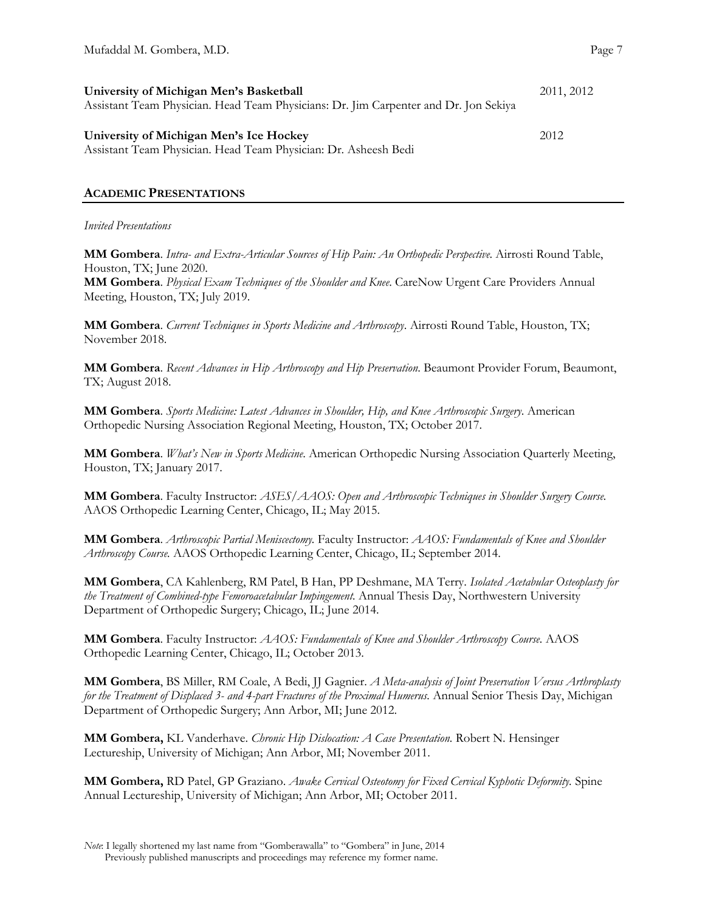**University of Michigan Men's Basketball** 2011, 2012
Assistant Team Physician. Head Team Physicians: Dr. Jim Carpenter and Dr. Jon Sekiya

**University of Michigan Men's Ice Hockey** 2012
Assistant Team Physician. Head Team Physician: Dr. Asheesh Bedi

## ACADEMIC PRESENTATIONS

*Invited Presentations*

**MM Gombera**. *Intra- and Extra-Articular Sources of Hip Pain: An Orthopedic Perspective.* Airrosti Round Table, Houston, TX; June 2020.
**MM Gombera**. *Physical Exam Techniques of the Shoulder and Knee.* CareNow Urgent Care Providers Annual Meeting, Houston, TX; July 2019.

**MM Gombera**. *Current Techniques in Sports Medicine and Arthroscopy*. Airrosti Round Table, Houston, TX; November 2018.

**MM Gombera**. *Recent Advances in Hip Arthroscopy and Hip Preservation.* Beaumont Provider Forum, Beaumont, TX; August 2018.

**MM Gombera**. *Sports Medicine: Latest Advances in Shoulder, Hip, and Knee Arthroscopic Surgery.* American Orthopedic Nursing Association Regional Meeting, Houston, TX; October 2017.

**MM Gombera**. *What's New in Sports Medicine.* American Orthopedic Nursing Association Quarterly Meeting, Houston, TX; January 2017.

**MM Gombera**. Faculty Instructor: *ASES/AAOS: Open and Arthroscopic Techniques in Shoulder Surgery Course.* AAOS Orthopedic Learning Center, Chicago, IL; May 2015.

**MM Gombera**. *Arthroscopic Partial Meniscectomy.* Faculty Instructor: *AAOS: Fundamentals of Knee and Shoulder Arthroscopy Course.* AAOS Orthopedic Learning Center, Chicago, IL; September 2014.

**MM Gombera**, CA Kahlenberg, RM Patel, B Han, PP Deshmane, MA Terry. *Isolated Acetabular Osteoplasty for the Treatment of Combined-type Femoroacetabular Impingement.* Annual Thesis Day, Northwestern University Department of Orthopedic Surgery; Chicago, IL; June 2014.

**MM Gombera**. Faculty Instructor: *AAOS: Fundamentals of Knee and Shoulder Arthroscopy Course.* AAOS Orthopedic Learning Center, Chicago, IL; October 2013.

**MM Gombera**, BS Miller, RM Coale, A Bedi, JJ Gagnier. *A Meta-analysis of Joint Preservation Versus Arthroplasty for the Treatment of Displaced 3- and 4-part Fractures of the Proximal Humerus.* Annual Senior Thesis Day, Michigan Department of Orthopedic Surgery; Ann Arbor, MI; June 2012.

**MM Gombera,** KL Vanderhave. *Chronic Hip Dislocation: A Case Presentation.* Robert N. Hensinger Lectureship, University of Michigan; Ann Arbor, MI; November 2011.

**MM Gombera,** RD Patel, GP Graziano. *Awake Cervical Osteotomy for Fixed Cervical Kyphotic Deformity.* Spine Annual Lectureship, University of Michigan; Ann Arbor, MI; October 2011.

*Note*: I legally shortened my last name from "Gomberawalla" to "Gombera" in June, 2014
Previously published manuscripts and proceedings may reference my former name.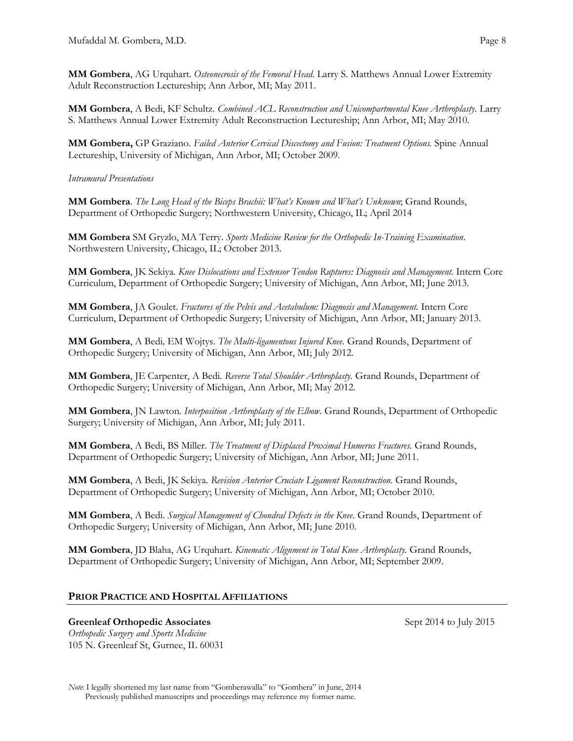**MM Gombera**, AG Urquhart. *Osteonecrosis of the Femoral Head*. Larry S. Matthews Annual Lower Extremity Adult Reconstruction Lectureship; Ann Arbor, MI; May 2011.

**MM Gombera**, A Bedi, KF Schultz. *Combined ACL Reconstruction and Unicompartmental Knee Arthroplasty.* Larry S. Matthews Annual Lower Extremity Adult Reconstruction Lectureship; Ann Arbor, MI; May 2010.

**MM Gombera,** GP Graziano. *Failed Anterior Cervical Discectomy and Fusion: Treatment Options.* Spine Annual Lectureship, University of Michigan, Ann Arbor, MI; October 2009.

*Intramural Presentations*

**MM Gombera**. *The Long Head of the Biceps Brachii: What's Known and What's Unknown*; Grand Rounds, Department of Orthopedic Surgery; Northwestern University, Chicago, IL; April 2014

**MM Gombera** SM Gryzlo, MA Terry. *Sports Medicine Review for the Orthopedic In-Training Examination*. Northwestern University, Chicago, IL; October 2013.

**MM Gombera**, JK Sekiya. *Knee Dislocations and Extensor Tendon Ruptures: Diagnosis and Management.* Intern Core Curriculum, Department of Orthopedic Surgery; University of Michigan, Ann Arbor, MI; June 2013.

**MM Gombera**, JA Goulet. *Fractures of the Pelvis and Acetabulum: Diagnosis and Management.* Intern Core Curriculum, Department of Orthopedic Surgery; University of Michigan, Ann Arbor, MI; January 2013.

**MM Gombera**, A Bedi, EM Wojtys. *The Multi-ligamentous Injured Knee.* Grand Rounds, Department of Orthopedic Surgery; University of Michigan, Ann Arbor, MI; July 2012.

**MM Gombera**, JE Carpenter, A Bedi. *Reverse Total Shoulder Arthroplasty.* Grand Rounds, Department of Orthopedic Surgery; University of Michigan, Ann Arbor, MI; May 2012.

**MM Gombera**, JN Lawton. *Interposition Arthroplasty of the Elbow*. Grand Rounds, Department of Orthopedic Surgery; University of Michigan, Ann Arbor, MI; July 2011.

**MM Gombera**, A Bedi, BS Miller. *The Treatment of Displaced Proximal Humerus Fractures.* Grand Rounds, Department of Orthopedic Surgery; University of Michigan, Ann Arbor, MI; June 2011.

**MM Gombera**, A Bedi, JK Sekiya. *Revision Anterior Cruciate Ligament Reconstruction.* Grand Rounds, Department of Orthopedic Surgery; University of Michigan, Ann Arbor, MI; October 2010.

**MM Gombera**, A Bedi. *Surgical Management of Chondral Defects in the Knee.* Grand Rounds, Department of Orthopedic Surgery; University of Michigan, Ann Arbor, MI; June 2010.

**MM Gombera**, JD Blaha, AG Urquhart. *Kinematic Alignment in Total Knee Arthroplasty.* Grand Rounds, Department of Orthopedic Surgery; University of Michigan, Ann Arbor, MI; September 2009.

## PRIOR PRACTICE AND HOSPITAL AFFILIATIONS

**Greenleaf Orthopedic Associates** Sept 2014 to July 2015
*Orthopedic Surgery and Sports Medicine*
105 N. Greenleaf St, Gurnee, IL 60031

*Note*: I legally shortened my last name from "Gomberawalla" to "Gombera" in June, 2014
Previously published manuscripts and proceedings may reference my former name.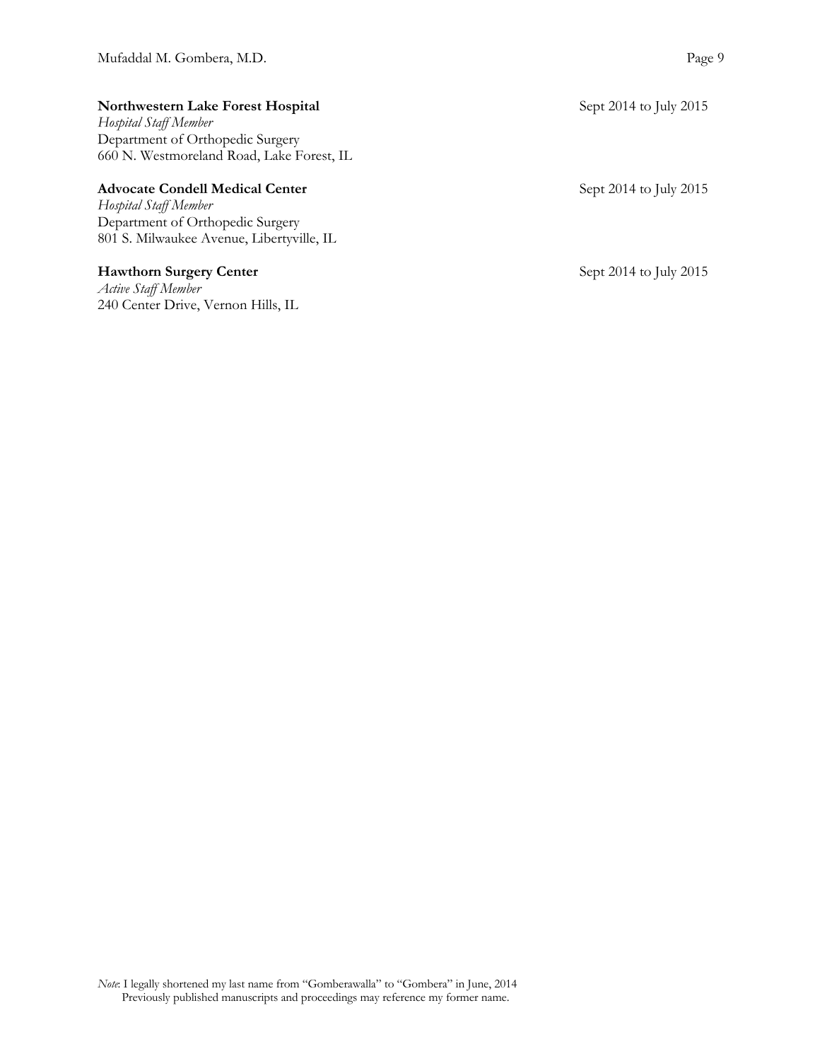**Northwestern Lake Forest Hospital** Sept 2014 to July 2015
*Hospital Staff Member*
Department of Orthopedic Surgery
660 N. Westmoreland Road, Lake Forest, IL

**Advocate Condell Medical Center** Sept 2014 to July 2015
*Hospital Staff Member*
Department of Orthopedic Surgery
801 S. Milwaukee Avenue, Libertyville, IL

**Hawthorn Surgery Center** Sept 2014 to July 2015
*Active Staff Member*
240 Center Drive, Vernon Hills, IL

*Note*: I legally shortened my last name from "Gomberawalla" to "Gombera" in June, 2014
Previously published manuscripts and proceedings may reference my former name.